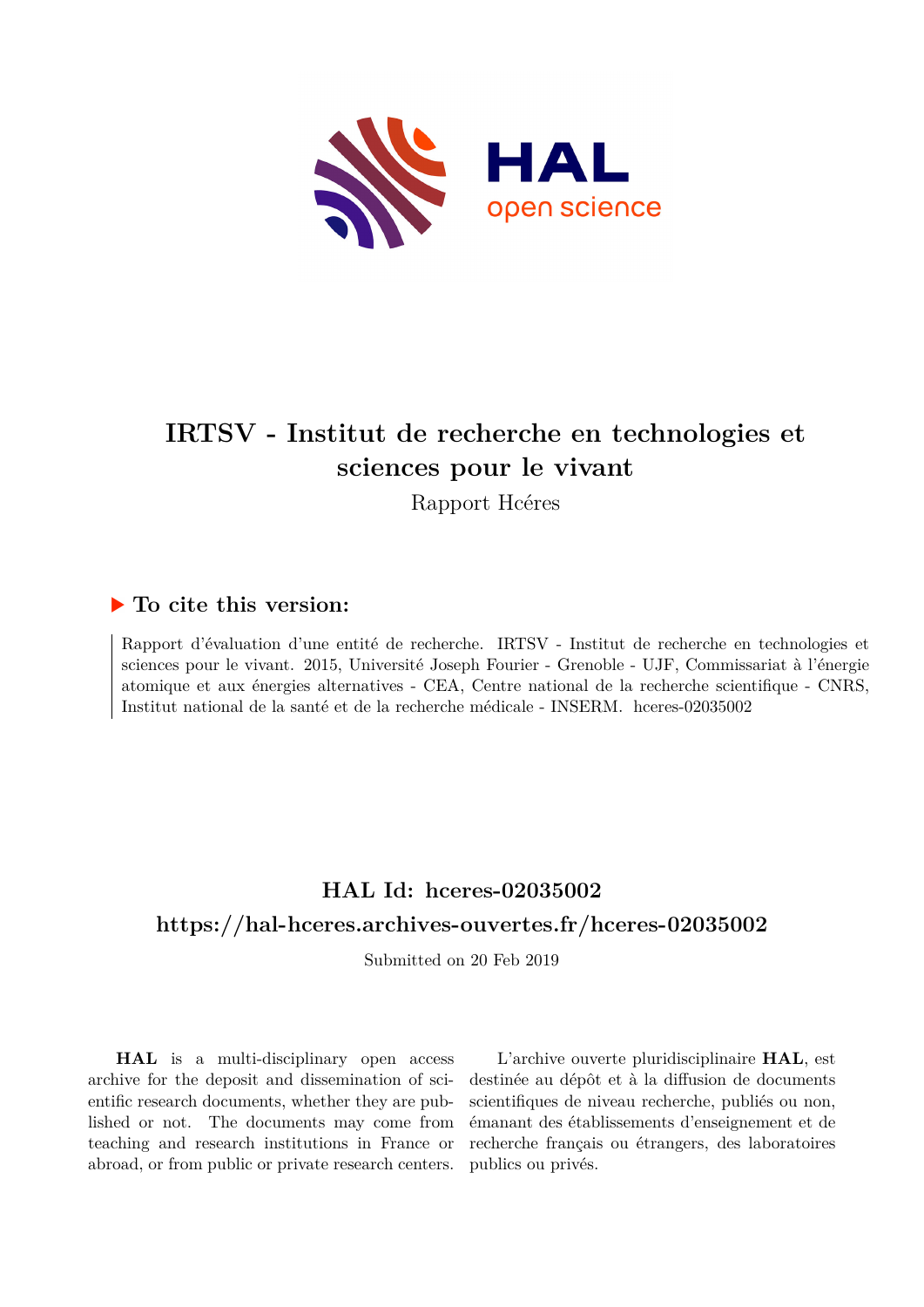# IRTSV - Institut de recherche en technologies et sciences pour le vivant

Rapport Hcéres

## ▶ To cite this version:

Rapport d'évaluation d'une entité de recherche. IRTSV - Institut de recherche en technologies et sciences pour le vivant. 2015, Université Joseph Fourier - Grenoble - UJF, Commissariat à l'énergie atomique et aux énergies alternatives - CEA, Centre national de la recherche scientifique - CNRS, Institut national de la santé et de la recherche médicale - INSERM. hceres-02035002

## HAL Id: hceres-02035002

## https://hal-hceres.archives-ouvertes.fr/hceres-02035002

Submitted on 20 Feb 2019

**HAL** is a multi-disciplinary open access archive for the deposit and dissemination of scientific research documents, whether they are published or not. The documents may come from teaching and research institutions in France or abroad, or from public or private research centers.

L'archive ouverte pluridisciplinaire **HAL**, est destinée au dépôt et à la diffusion de documents scientifiques de niveau recherche, publiés ou non, émanant des établissements d'enseignement et de recherche français ou étrangers, des laboratoires publics ou privés.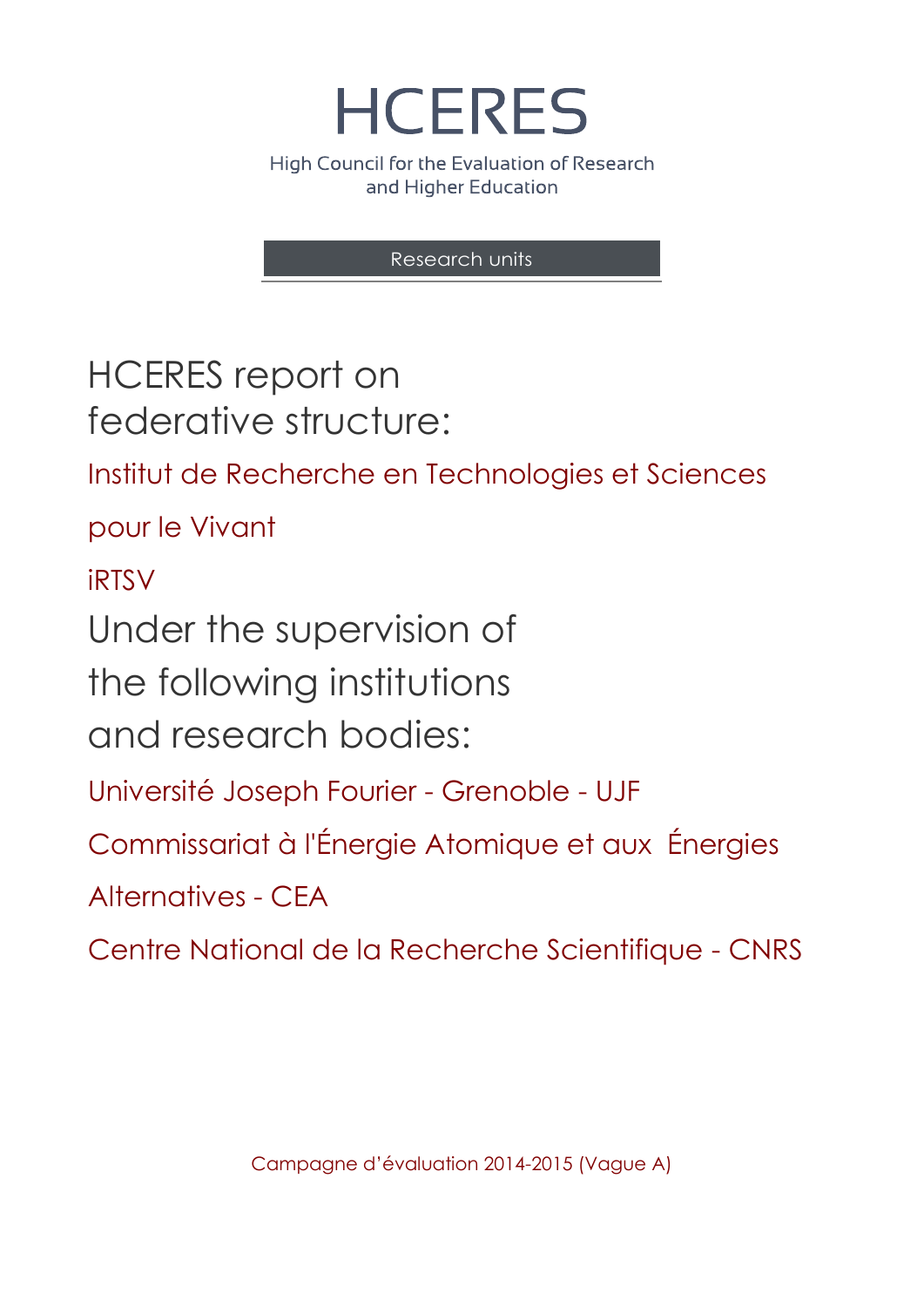# HCERES

High Council for the Evaluation of Research and Higher Education

Research units

## HCERES report on federative structure:

Institut de Recherche en Technologies et Sciences pour le Vivant

iRTSV

## Under the supervision of the following institutions and research bodies:

Université Joseph Fourier - Grenoble - UJF

Commissariat à l'Énergie Atomique et aux Énergies Alternatives - CEA

Centre National de la Recherche Scientifique - CNRS

Campagne d'évaluation 2014-2015 (Vague A)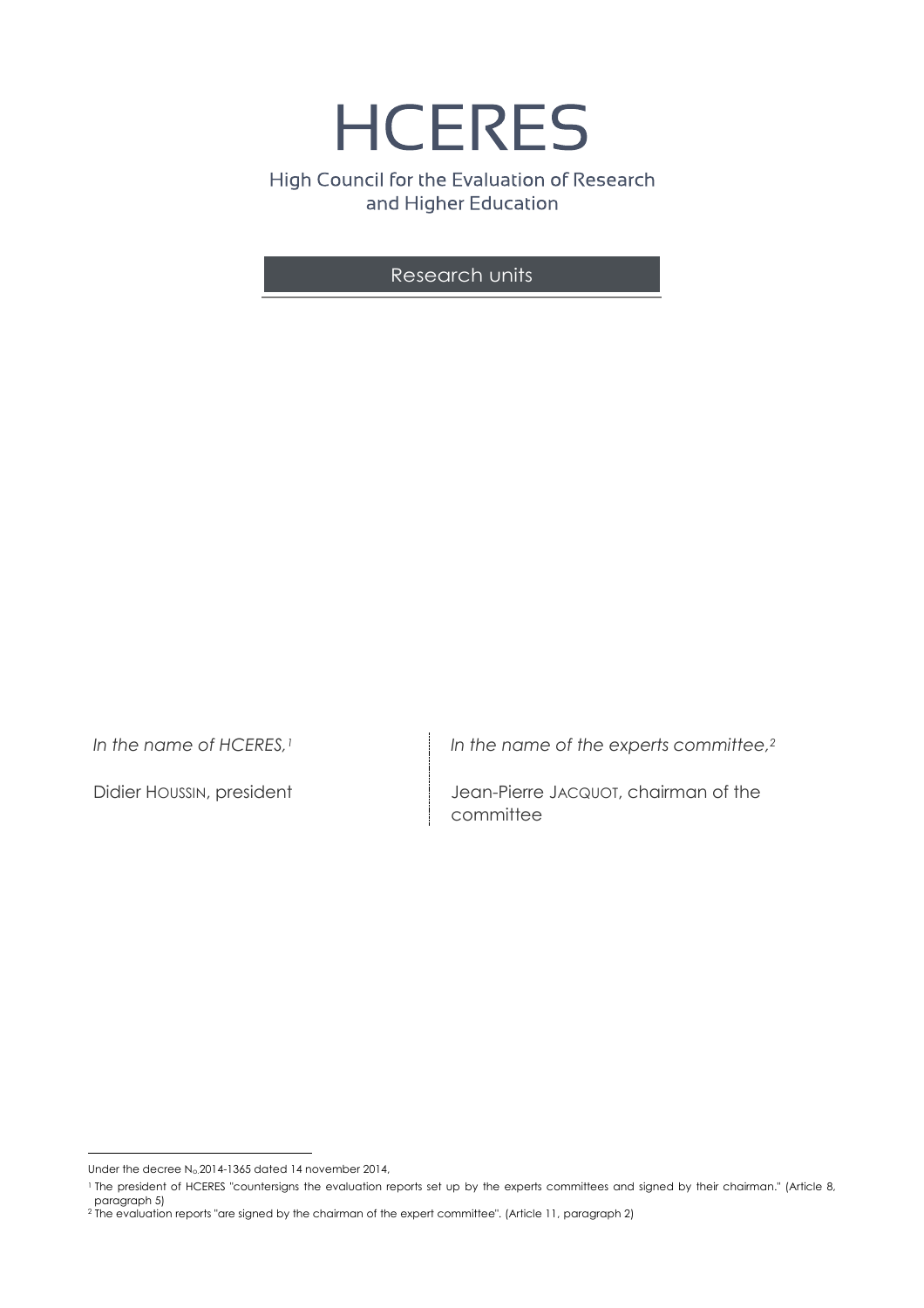# HCERES

High Council for the Evaluation of Research and Higher Education

Research units

*In the name of HCERES,*[1]

Didier HOUSSIN, president

*In the name of the experts committee,*[2]

Jean-Pierre JACQUOT, chairman of the committee

Under the decree No. 2014-1365 dated 14 november 2014,

[1] The president of HCERES "countersigns the evaluation reports set up by the experts committees and signed by their chairman." (Article 8, paragraph 5)

[2] The evaluation reports "are signed by the chairman of the expert committee". (Article 11, paragraph 2)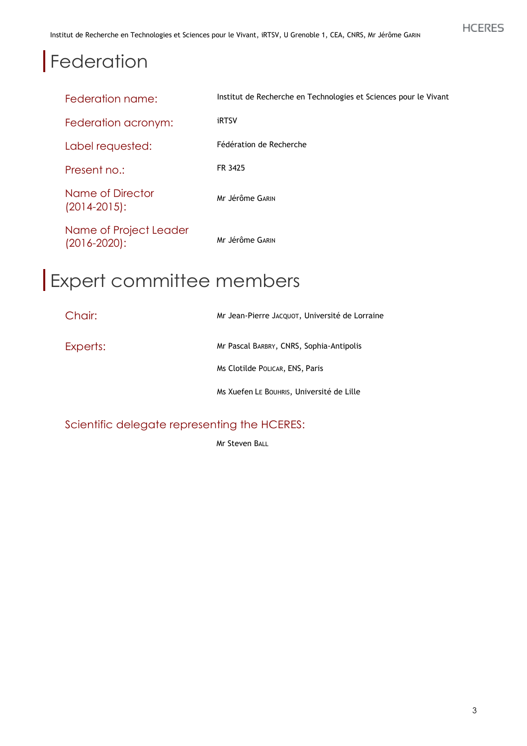# Federation

| | |
|---|---|
| Federation name: | Institut de Recherche en Technologies et Sciences pour le Vivant |
| Federation acronym: | iRTSV |
| Label requested: | Fédération de Recherche |
| Present no.: | FR 3425 |
| Name of Director (2014-2015): | Mr Jérôme GARIN |
| Name of Project Leader (2016-2020): | Mr Jérôme GARIN |

# Expert committee members

| | |
|---|---|
| Chair: | Mr Jean-Pierre JACQUOT, Université de Lorraine |
| Experts: | Mr Pascal BARBRY, CNRS, Sophia-Antipolis |
| | Ms Clotilde POLICAR, ENS, Paris |
| | Ms Xuefen LE BOUHRIS, Université de Lille |

## Scientific delegate representing the HCERES:

Mr Steven BALL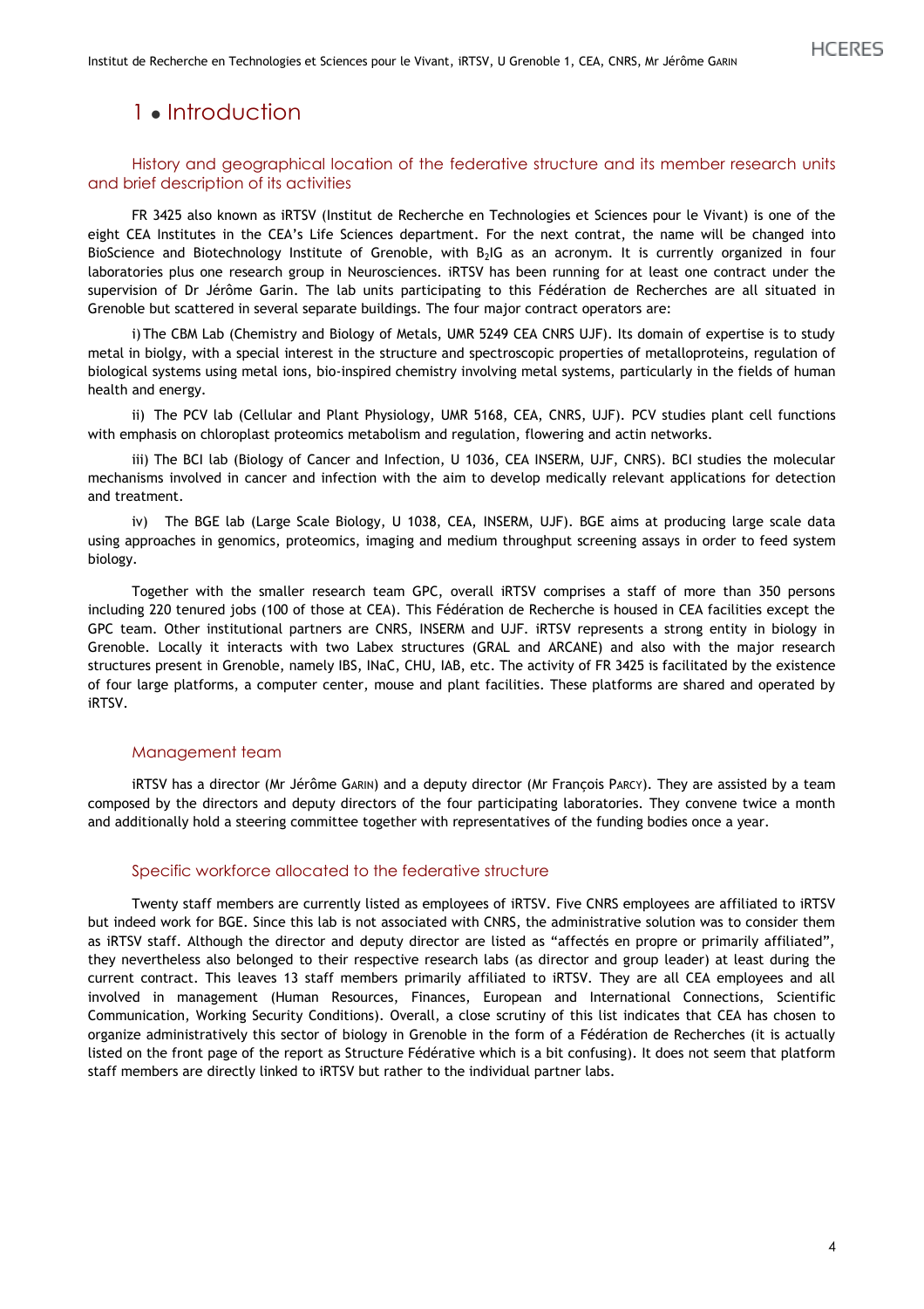# 1 • Introduction

## History and geographical location of the federative structure and its member research units and brief description of its activities

FR 3425 also known as iRTSV (Institut de Recherche en Technologies et Sciences pour le Vivant) is one of the eight CEA Institutes in the CEA's Life Sciences department. For the next contrat, the name will be changed into BioScience and Biotechnology Institute of Grenoble, with $B_2$IG as an acronym. It is currently organized in four laboratories plus one research group in Neurosciences. iRTSV has been running for at least one contract under the supervision of Dr Jérôme Garin. The lab units participating to this Fédération de Recherches are all situated in Grenoble but scattered in several separate buildings. The four major contract operators are:

i) The CBM Lab (Chemistry and Biology of Metals, UMR 5249 CEA CNRS UJF). Its domain of expertise is to study metal in biolgy, with a special interest in the structure and spectroscopic properties of metalloproteins, regulation of biological systems using metal ions, bio-inspired chemistry involving metal systems, particularly in the fields of human health and energy.

ii) The PCV lab (Cellular and Plant Physiology, UMR 5168, CEA, CNRS, UJF). PCV studies plant cell functions with emphasis on chloroplast proteomics metabolism and regulation, flowering and actin networks.

iii) The BCI lab (Biology of Cancer and Infection, U 1036, CEA INSERM, UJF, CNRS). BCI studies the molecular mechanisms involved in cancer and infection with the aim to develop medically relevant applications for detection and treatment.

iv) The BGE lab (Large Scale Biology, U 1038, CEA, INSERM, UJF). BGE aims at producing large scale data using approaches in genomics, proteomics, imaging and medium throughput screening assays in order to feed system biology.

Together with the smaller research team GPC, overall iRTSV comprises a staff of more than 350 persons including 220 tenured jobs (100 of those at CEA). This Fédération de Recherche is housed in CEA facilities except the GPC team. Other institutional partners are CNRS, INSERM and UJF. iRTSV represents a strong entity in biology in Grenoble. Locally it interacts with two Labex structures (GRAL and ARCANE) and also with the major research structures present in Grenoble, namely IBS, INaC, CHU, IAB, etc. The activity of FR 3425 is facilitated by the existence of four large platforms, a computer center, mouse and plant facilities. These platforms are shared and operated by iRTSV.

## Management team

iRTSV has a director (Mr Jérôme Garin) and a deputy director (Mr François Parcy). They are assisted by a team composed by the directors and deputy directors of the four participating laboratories. They convene twice a month and additionally hold a steering committee together with representatives of the funding bodies once a year.

## Specific workforce allocated to the federative structure

Twenty staff members are currently listed as employees of iRTSV. Five CNRS employees are affiliated to iRTSV but indeed work for BGE. Since this lab is not associated with CNRS, the administrative solution was to consider them as iRTSV staff. Although the director and deputy director are listed as "affectés en propre or primarily affiliated", they nevertheless also belonged to their respective research labs (as director and group leader) at least during the current contract. This leaves 13 staff members primarily affiliated to iRTSV. They are all CEA employees and all involved in management (Human Resources, Finances, European and International Connections, Scientific Communication, Working Security Conditions). Overall, a close scrutiny of this list indicates that CEA has chosen to organize administratively this sector of biology in Grenoble in the form of a Fédération de Recherches (it is actually listed on the front page of the report as Structure Fédérative which is a bit confusing). It does not seem that platform staff members are directly linked to iRTSV but rather to the individual partner labs.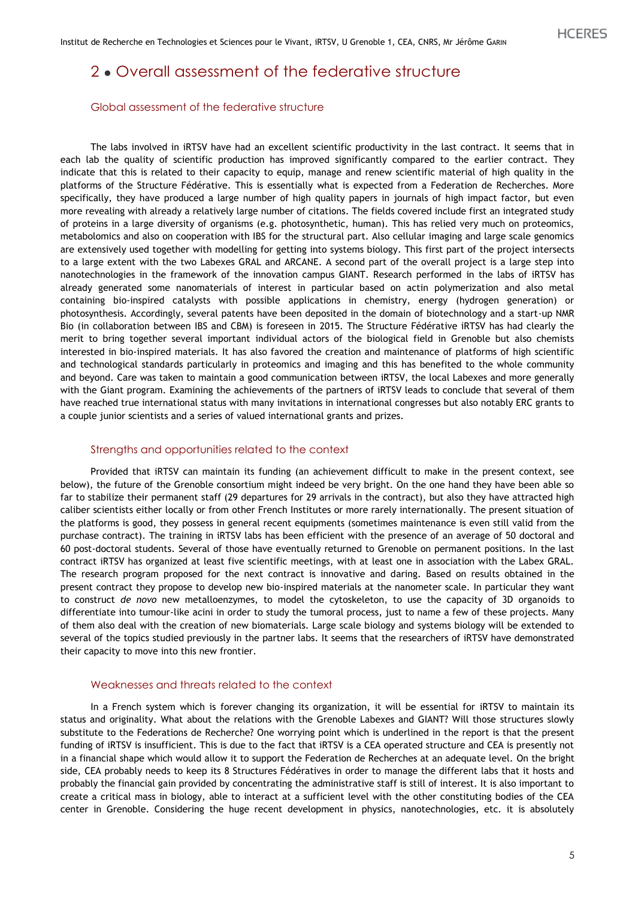## 2 • Overall assessment of the federative structure

### Global assessment of the federative structure

The labs involved in iRTSV have had an excellent scientific productivity in the last contract. It seems that in each lab the quality of scientific production has improved significantly compared to the earlier contract. They indicate that this is related to their capacity to equip, manage and renew scientific material of high quality in the platforms of the Structure Fédérative. This is essentially what is expected from a Federation de Recherches. More specifically, they have produced a large number of high quality papers in journals of high impact factor, but even more revealing with already a relatively large number of citations. The fields covered include first an integrated study of proteins in a large diversity of organisms (e.g. photosynthetic, human). This has relied very much on proteomics, metabolomics and also on cooperation with IBS for the structural part. Also cellular imaging and large scale genomics are extensively used together with modelling for getting into systems biology. This first part of the project intersects to a large extent with the two Labexes GRAL and ARCANE. A second part of the overall project is a large step into nanotechnologies in the framework of the innovation campus GIANT. Research performed in the labs of iRTSV has already generated some nanomaterials of interest in particular based on actin polymerization and also metal containing bio-inspired catalysts with possible applications in chemistry, energy (hydrogen generation) or photosynthesis. Accordingly, several patents have been deposited in the domain of biotechnology and a start-up NMR Bio (in collaboration between IBS and CBM) is foreseen in 2015. The Structure Fédérative iRTSV has had clearly the merit to bring together several important individual actors of the biological field in Grenoble but also chemists interested in bio-inspired materials. It has also favored the creation and maintenance of platforms of high scientific and technological standards particularly in proteomics and imaging and this has benefited to the whole community and beyond. Care was taken to maintain a good communication between iRTSV, the local Labexes and more generally with the Giant program. Examining the achievements of the partners of iRTSV leads to conclude that several of them have reached true international status with many invitations in international congresses but also notably ERC grants to a couple junior scientists and a series of valued international grants and prizes.

### Strengths and opportunities related to the context

Provided that iRTSV can maintain its funding (an achievement difficult to make in the present context, see below), the future of the Grenoble consortium might indeed be very bright. On the one hand they have been able so far to stabilize their permanent staff (29 departures for 29 arrivals in the contract), but also they have attracted high caliber scientists either locally or from other French Institutes or more rarely internationally. The present situation of the platforms is good, they possess in general recent equipments (sometimes maintenance is even still valid from the purchase contract). The training in iRTSV labs has been efficient with the presence of an average of 50 doctoral and 60 post-doctoral students. Several of those have eventually returned to Grenoble on permanent positions. In the last contract iRTSV has organized at least five scientific meetings, with at least one in association with the Labex GRAL. The research program proposed for the next contract is innovative and daring. Based on results obtained in the present contract they propose to develop new bio-inspired materials at the nanometer scale. In particular they want to construct *de novo* new metalloenzymes, to model the cytoskeleton, to use the capacity of 3D organoids to differentiate into tumour-like acini in order to study the tumoral process, just to name a few of these projects. Many of them also deal with the creation of new biomaterials. Large scale biology and systems biology will be extended to several of the topics studied previously in the partner labs. It seems that the researchers of iRTSV have demonstrated their capacity to move into this new frontier.

### Weaknesses and threats related to the context

In a French system which is forever changing its organization, it will be essential for iRTSV to maintain its status and originality. What about the relations with the Grenoble Labexes and GIANT? Will those structures slowly substitute to the Federations de Recherche? One worrying point which is underlined in the report is that the present funding of iRTSV is insufficient. This is due to the fact that iRTSV is a CEA operated structure and CEA is presently not in a financial shape which would allow it to support the Federation de Recherches at an adequate level. On the bright side, CEA probably needs to keep its 8 Structures Fédératives in order to manage the different labs that it hosts and probably the financial gain provided by concentrating the administrative staff is still of interest. It is also important to create a critical mass in biology, able to interact at a sufficient level with the other constituting bodies of the CEA center in Grenoble. Considering the huge recent development in physics, nanotechnologies, etc. it is absolutely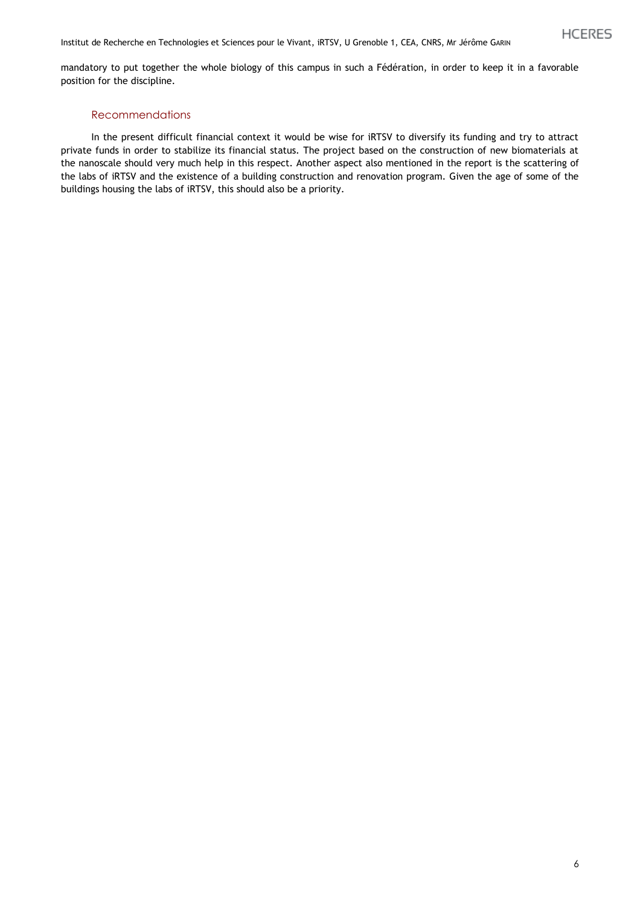mandatory to put together the whole biology of this campus in such a Fédération, in order to keep it in a favorable position for the discipline.

### Recommendations

In the present difficult financial context it would be wise for iRTSV to diversify its funding and try to attract private funds in order to stabilize its financial status. The project based on the construction of new biomaterials at the nanoscale should very much help in this respect. Another aspect also mentioned in the report is the scattering of the labs of iRTSV and the existence of a building construction and renovation program. Given the age of some of the buildings housing the labs of iRTSV, this should also be a priority.